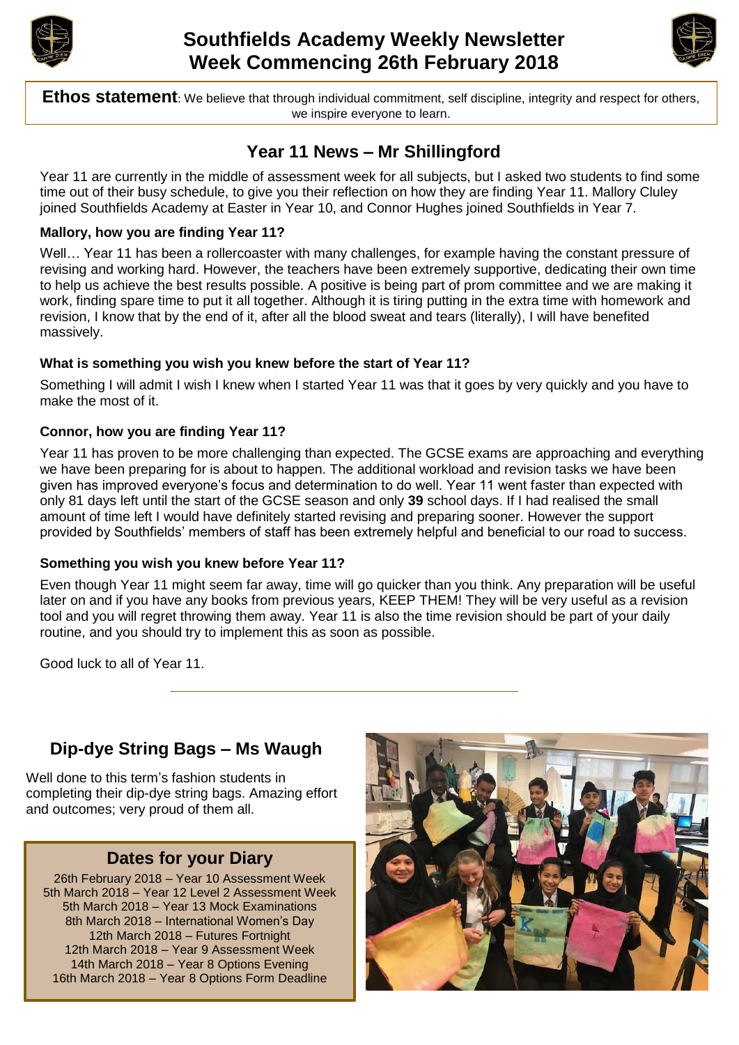# Southfields Academy Weekly Newsletter
# Week Commencing 26th February 2018

**Ethos statement**: We believe that through individual commitment, self discipline, integrity and respect for others, we inspire everyone to learn.

## Year 11 News – Mr Shillingford

Year 11 are currently in the middle of assessment week for all subjects, but I asked two students to find some time out of their busy schedule, to give you their reflection on how they are finding Year 11. Mallory Cluley joined Southfields Academy at Easter in Year 10, and Connor Hughes joined Southfields in Year 7.

**Mallory, how you are finding Year 11?**

Well… Year 11 has been a rollercoaster with many challenges, for example having the constant pressure of revising and working hard. However, the teachers have been extremely supportive, dedicating their own time to help us achieve the best results possible. A positive is being part of prom committee and we are making it work, finding spare time to put it all together. Although it is tiring putting in the extra time with homework and revision, I know that by the end of it, after all the blood sweat and tears (literally), I will have benefited massively.

**What is something you wish you knew before the start of Year 11?**

Something I will admit I wish I knew when I started Year 11 was that it goes by very quickly and you have to make the most of it.

**Connor, how you are finding Year 11?**

Year 11 has proven to be more challenging than expected. The GCSE exams are approaching and everything we have been preparing for is about to happen. The additional workload and revision tasks we have been given has improved everyone's focus and determination to do well. Year 11 went faster than expected with only 81 days left until the start of the GCSE season and only **39** school days. If I had realised the small amount of time left I would have definitely started revising and preparing sooner. However the support provided by Southfields' members of staff has been extremely helpful and beneficial to our road to success.

**Something you wish you knew before Year 11?**

Even though Year 11 might seem far away, time will go quicker than you think. Any preparation will be useful later on and if you have any books from previous years, KEEP THEM! They will be very useful as a revision tool and you will regret throwing them away. Year 11 is also the time revision should be part of your daily routine, and you should try to implement this as soon as possible.

Good luck to all of Year 11.

---

## Dip-dye String Bags – Ms Waugh

Well done to this term's fashion students in completing their dip-dye string bags. Amazing effort and outcomes; very proud of them all.

### Dates for your Diary

26th February 2018 – Year 10 Assessment Week
5th March 2018 – Year 12 Level 2 Assessment Week
5th March 2018 – Year 13 Mock Examinations
8th March 2018 – International Women's Day
12th March 2018 – Futures Fortnight
12th March 2018 – Year 9 Assessment Week
14th March 2018 – Year 8 Options Evening
16th March 2018 – Year 8 Options Form Deadline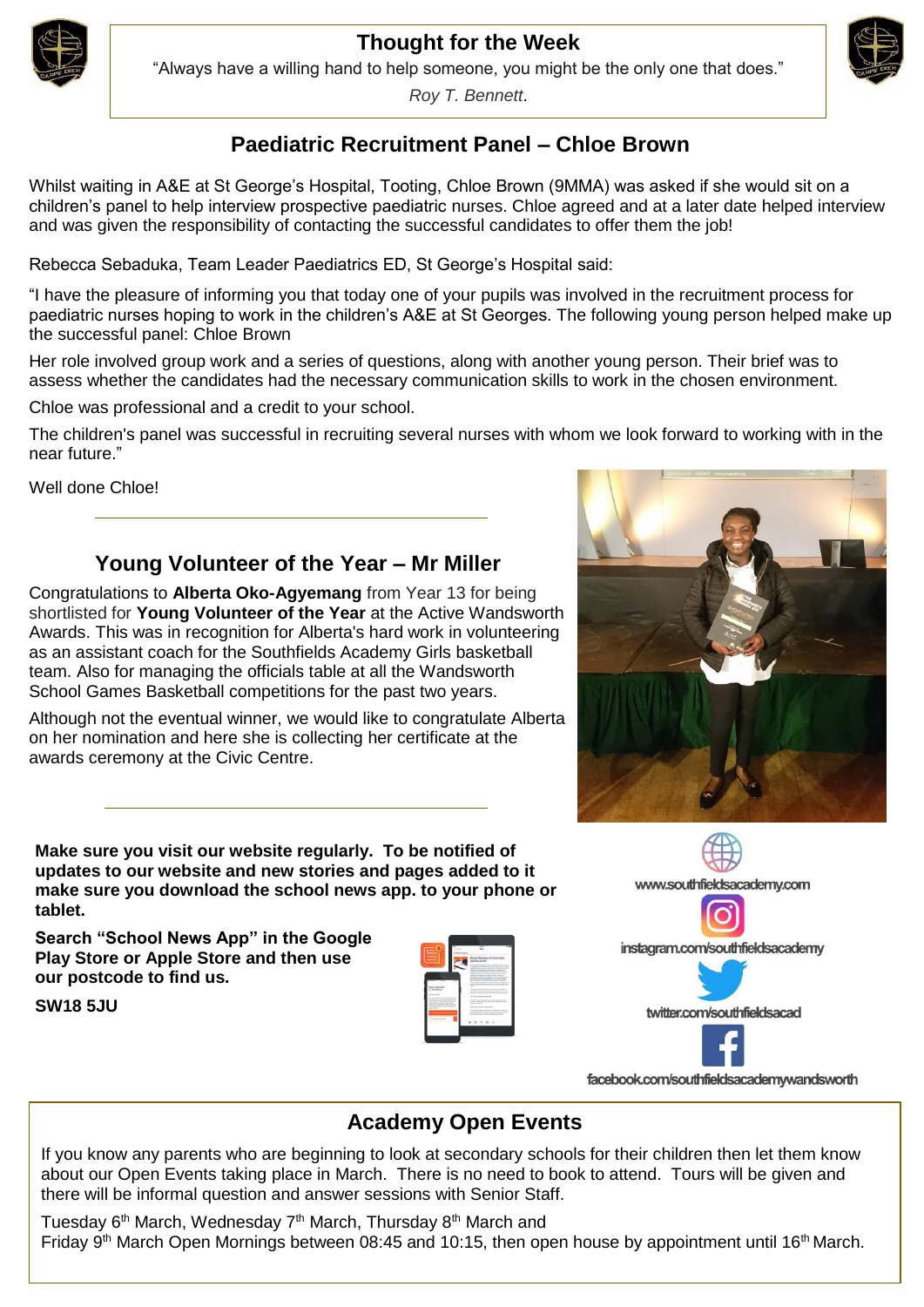## Thought for the Week

"Always have a willing hand to help someone, you might be the only one that does."

*Roy T. Bennett*.

## Paediatric Recruitment Panel – Chloe Brown

Whilst waiting in A&E at St George's Hospital, Tooting, Chloe Brown (9MMA) was asked if she would sit on a children's panel to help interview prospective paediatric nurses. Chloe agreed and at a later date helped interview and was given the responsibility of contacting the successful candidates to offer them the job!

Rebecca Sebaduka, Team Leader Paediatrics ED, St George's Hospital said:

"I have the pleasure of informing you that today one of your pupils was involved in the recruitment process for paediatric nurses hoping to work in the children's A&E at St Georges. The following young person helped make up the successful panel: Chloe Brown

Her role involved group work and a series of questions, along with another young person. Their brief was to assess whether the candidates had the necessary communication skills to work in the chosen environment.

Chloe was professional and a credit to your school.

The children's panel was successful in recruiting several nurses with whom we look forward to working with in the near future."

Well done Chloe!

## Young Volunteer of the Year – Mr Miller

Congratulations to **Alberta Oko-Agyemang** from Year 13 for being shortlisted for **Young Volunteer of the Year** at the Active Wandsworth Awards. This was in recognition for Alberta's hard work in volunteering as an assistant coach for the Southfields Academy Girls basketball team. Also for managing the officials table at all the Wandsworth School Games Basketball competitions for the past two years.

Although not the eventual winner, we would like to congratulate Alberta on her nomination and here she is collecting her certificate at the awards ceremony at the Civic Centre.

**Make sure you visit our website regularly. To be notified of updates to our website and new stories and pages added to it make sure you download the school news app. to your phone or tablet.**

**Search "School News App" in the Google Play Store or Apple Store and then use our postcode to find us.**

**SW18 5JU**

www.southfieldsacademy.com

instagram.com/southfieldsacademy

twitter.com/southfieldsacad

facebook.com/southfieldsacademywandsworth

## Academy Open Events

If you know any parents who are beginning to look at secondary schools for their children then let them know about our Open Events taking place in March. There is no need to book to attend. Tours will be given and there will be informal question and answer sessions with Senior Staff.

Tuesday 6th March, Wednesday 7th March, Thursday 8th March and
Friday 9th March Open Mornings between 08:45 and 10:15, then open house by appointment until 16th March.